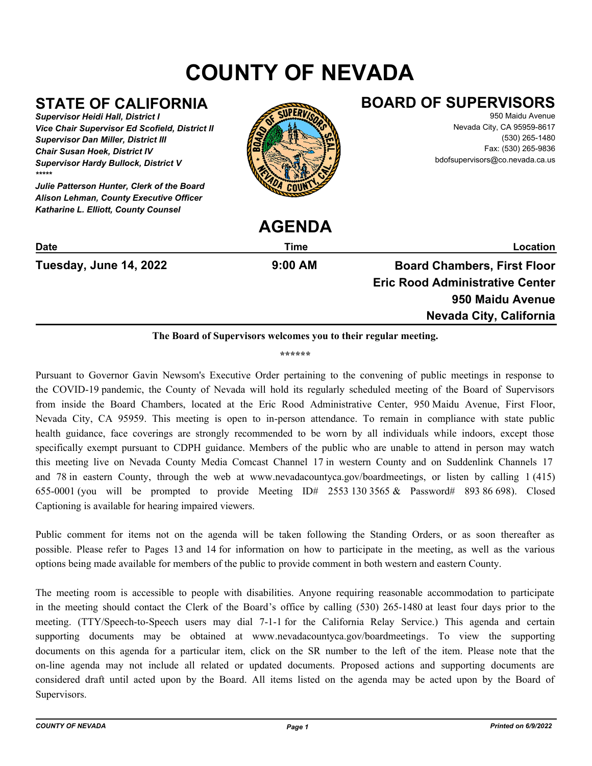# COUNTY OF NEVADA

## STATE OF CALIFORNIA

***Supervisor Heidi Hall, District I***
***Vice Chair Supervisor Ed Scofield, District II***
***Supervisor Dan Miller, District III***
***Chair Susan Hoek, District IV***
***Supervisor Hardy Bullock, District V***
*****

***Julie Patterson Hunter, Clerk of the Board***
***Alison Lehman, County Executive Officer***
***Katharine L. Elliott, County Counsel***

## BOARD OF SUPERVISORS

950 Maidu Avenue
Nevada City, CA 95959-8617
(530) 265-1480
Fax: (530) 265-9836
bdofsupervisors@co.nevada.ca.us

## AGENDA

| Date | Time | Location |
| --- | --- | --- |
| **Tuesday, June 14, 2022** | **9:00 AM** | **Board Chambers, First Floor Eric Rood Administrative Center 950 Maidu Avenue Nevada City, California** |

**The Board of Supervisors welcomes you to their regular meeting.**

******

Pursuant to Governor Gavin Newsom's Executive Order pertaining to the convening of public meetings in response to the COVID-19 pandemic, the County of Nevada will hold its regularly scheduled meeting of the Board of Supervisors from inside the Board Chambers, located at the Eric Rood Administrative Center, 950 Maidu Avenue, First Floor, Nevada City, CA 95959. This meeting is open to in-person attendance. To remain in compliance with state public health guidance, face coverings are strongly recommended to be worn by all individuals while indoors, except those specifically exempt pursuant to CDPH guidance. Members of the public who are unable to attend in person may watch this meeting live on Nevada County Media Comcast Channel 17 in western County and on Suddenlink Channels 17 and 78 in eastern County, through the web at www.nevadacountyca.gov/boardmeetings, or listen by calling 1 (415) 655-0001 (you will be prompted to provide Meeting ID# 2553 130 3565 & Password# 893 86 698). Closed Captioning is available for hearing impaired viewers.

Public comment for items not on the agenda will be taken following the Standing Orders, or as soon thereafter as possible. Please refer to Pages 13 and 14 for information on how to participate in the meeting, as well as the various options being made available for members of the public to provide comment in both western and eastern County.

The meeting room is accessible to people with disabilities. Anyone requiring reasonable accommodation to participate in the meeting should contact the Clerk of the Board's office by calling (530) 265-1480 at least four days prior to the meeting. (TTY/Speech-to-Speech users may dial 7-1-1 for the California Relay Service.) This agenda and certain supporting documents may be obtained at www.nevadacountyca.gov/boardmeetings. To view the supporting documents on this agenda for a particular item, click on the SR number to the left of the item. Please note that the on-line agenda may not include all related or updated documents. Proposed actions and supporting documents are considered draft until acted upon by the Board. All items listed on the agenda may be acted upon by the Board of Supervisors.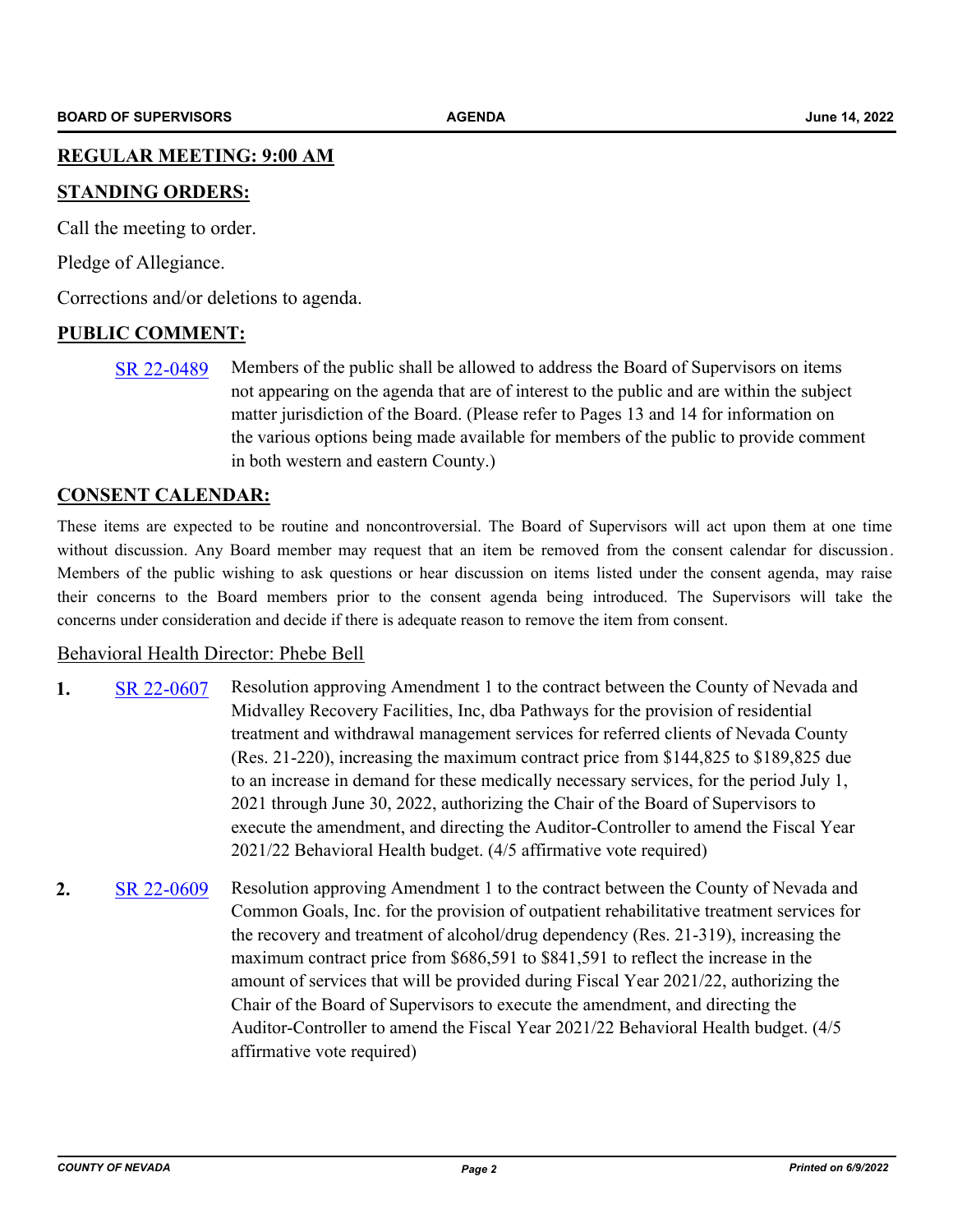## REGULAR MEETING: 9:00 AM

## STANDING ORDERS:

Call the meeting to order.

Pledge of Allegiance.

Corrections and/or deletions to agenda.

## PUBLIC COMMENT:

SR 22-0489 Members of the public shall be allowed to address the Board of Supervisors on items not appearing on the agenda that are of interest to the public and are within the subject matter jurisdiction of the Board. (Please refer to Pages 13 and 14 for information on the various options being made available for members of the public to provide comment in both western and eastern County.)

## CONSENT CALENDAR:

These items are expected to be routine and noncontroversial. The Board of Supervisors will act upon them at one time without discussion. Any Board member may request that an item be removed from the consent calendar for discussion. Members of the public wishing to ask questions or hear discussion on items listed under the consent agenda, may raise their concerns to the Board members prior to the consent agenda being introduced. The Supervisors will take the concerns under consideration and decide if there is adequate reason to remove the item from consent.

### Behavioral Health Director: Phebe Bell

**1.** SR 22-0607 Resolution approving Amendment 1 to the contract between the County of Nevada and Midvalley Recovery Facilities, Inc, dba Pathways for the provision of residential treatment and withdrawal management services for referred clients of Nevada County (Res. 21-220), increasing the maximum contract price from $144,825 to $189,825 due to an increase in demand for these medically necessary services, for the period July 1, 2021 through June 30, 2022, authorizing the Chair of the Board of Supervisors to execute the amendment, and directing the Auditor-Controller to amend the Fiscal Year 2021/22 Behavioral Health budget. (4/5 affirmative vote required)

**2.** SR 22-0609 Resolution approving Amendment 1 to the contract between the County of Nevada and Common Goals, Inc. for the provision of outpatient rehabilitative treatment services for the recovery and treatment of alcohol/drug dependency (Res. 21-319), increasing the maximum contract price from $686,591 to $841,591 to reflect the increase in the amount of services that will be provided during Fiscal Year 2021/22, authorizing the Chair of the Board of Supervisors to execute the amendment, and directing the Auditor-Controller to amend the Fiscal Year 2021/22 Behavioral Health budget. (4/5 affirmative vote required)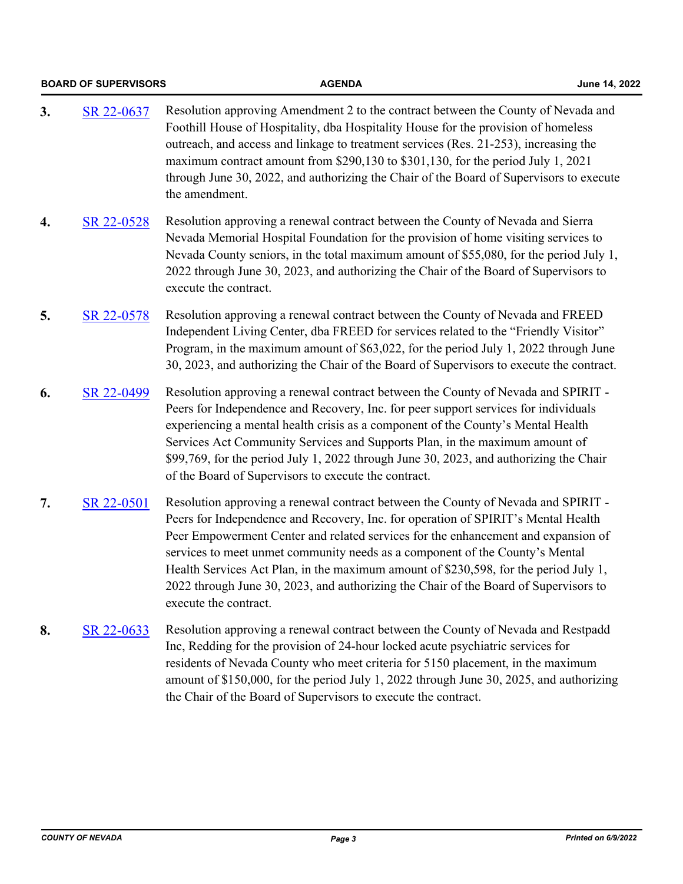3. SR 22-0637 Resolution approving Amendment 2 to the contract between the County of Nevada and Foothill House of Hospitality, dba Hospitality House for the provision of homeless outreach, and access and linkage to treatment services (Res. 21-253), increasing the maximum contract amount from $290,130 to $301,130, for the period July 1, 2021 through June 30, 2022, and authorizing the Chair of the Board of Supervisors to execute the amendment.

4. SR 22-0528 Resolution approving a renewal contract between the County of Nevada and Sierra Nevada Memorial Hospital Foundation for the provision of home visiting services to Nevada County seniors, in the total maximum amount of $55,080, for the period July 1, 2022 through June 30, 2023, and authorizing the Chair of the Board of Supervisors to execute the contract.

5. SR 22-0578 Resolution approving a renewal contract between the County of Nevada and FREED Independent Living Center, dba FREED for services related to the "Friendly Visitor" Program, in the maximum amount of $63,022, for the period July 1, 2022 through June 30, 2023, and authorizing the Chair of the Board of Supervisors to execute the contract.

6. SR 22-0499 Resolution approving a renewal contract between the County of Nevada and SPIRIT - Peers for Independence and Recovery, Inc. for peer support services for individuals experiencing a mental health crisis as a component of the County's Mental Health Services Act Community Services and Supports Plan, in the maximum amount of $99,769, for the period July 1, 2022 through June 30, 2023, and authorizing the Chair of the Board of Supervisors to execute the contract.

7. SR 22-0501 Resolution approving a renewal contract between the County of Nevada and SPIRIT - Peers for Independence and Recovery, Inc. for operation of SPIRIT's Mental Health Peer Empowerment Center and related services for the enhancement and expansion of services to meet unmet community needs as a component of the County's Mental Health Services Act Plan, in the maximum amount of $230,598, for the period July 1, 2022 through June 30, 2023, and authorizing the Chair of the Board of Supervisors to execute the contract.

8. SR 22-0633 Resolution approving a renewal contract between the County of Nevada and Restpadd Inc, Redding for the provision of 24-hour locked acute psychiatric services for residents of Nevada County who meet criteria for 5150 placement, in the maximum amount of $150,000, for the period July 1, 2022 through June 30, 2025, and authorizing the Chair of the Board of Supervisors to execute the contract.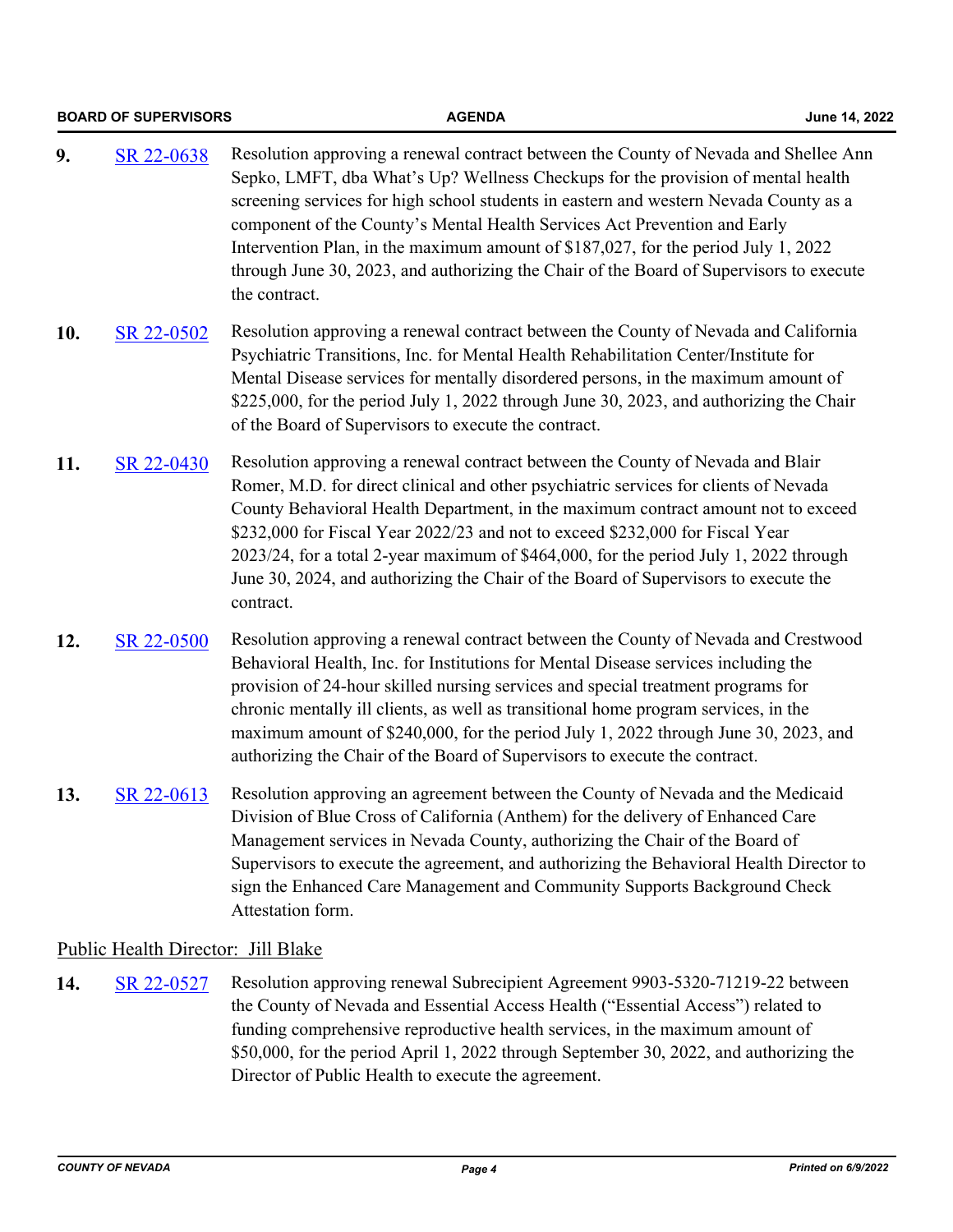9. [SR 22-0638] Resolution approving a renewal contract between the County of Nevada and Shellee Ann Sepko, LMFT, dba What's Up? Wellness Checkups for the provision of mental health screening services for high school students in eastern and western Nevada County as a component of the County's Mental Health Services Act Prevention and Early Intervention Plan, in the maximum amount of $187,027, for the period July 1, 2022 through June 30, 2023, and authorizing the Chair of the Board of Supervisors to execute the contract.

10. [SR 22-0502] Resolution approving a renewal contract between the County of Nevada and California Psychiatric Transitions, Inc. for Mental Health Rehabilitation Center/Institute for Mental Disease services for mentally disordered persons, in the maximum amount of $225,000, for the period July 1, 2022 through June 30, 2023, and authorizing the Chair of the Board of Supervisors to execute the contract.

11. [SR 22-0430] Resolution approving a renewal contract between the County of Nevada and Blair Romer, M.D. for direct clinical and other psychiatric services for clients of Nevada County Behavioral Health Department, in the maximum contract amount not to exceed $232,000 for Fiscal Year 2022/23 and not to exceed $232,000 for Fiscal Year 2023/24, for a total 2-year maximum of $464,000, for the period July 1, 2022 through June 30, 2024, and authorizing the Chair of the Board of Supervisors to execute the contract.

12. [SR 22-0500] Resolution approving a renewal contract between the County of Nevada and Crestwood Behavioral Health, Inc. for Institutions for Mental Disease services including the provision of 24-hour skilled nursing services and special treatment programs for chronic mentally ill clients, as well as transitional home program services, in the maximum amount of $240,000, for the period July 1, 2022 through June 30, 2023, and authorizing the Chair of the Board of Supervisors to execute the contract.

13. [SR 22-0613] Resolution approving an agreement between the County of Nevada and the Medicaid Division of Blue Cross of California (Anthem) for the delivery of Enhanced Care Management services in Nevada County, authorizing the Chair of the Board of Supervisors to execute the agreement, and authorizing the Behavioral Health Director to sign the Enhanced Care Management and Community Supports Background Check Attestation form.

Public Health Director:  Jill Blake

14. [SR 22-0527] Resolution approving renewal Subrecipient Agreement 9903-5320-71219-22 between the County of Nevada and Essential Access Health ("Essential Access") related to funding comprehensive reproductive health services, in the maximum amount of $50,000, for the period April 1, 2022 through September 30, 2022, and authorizing the Director of Public Health to execute the agreement.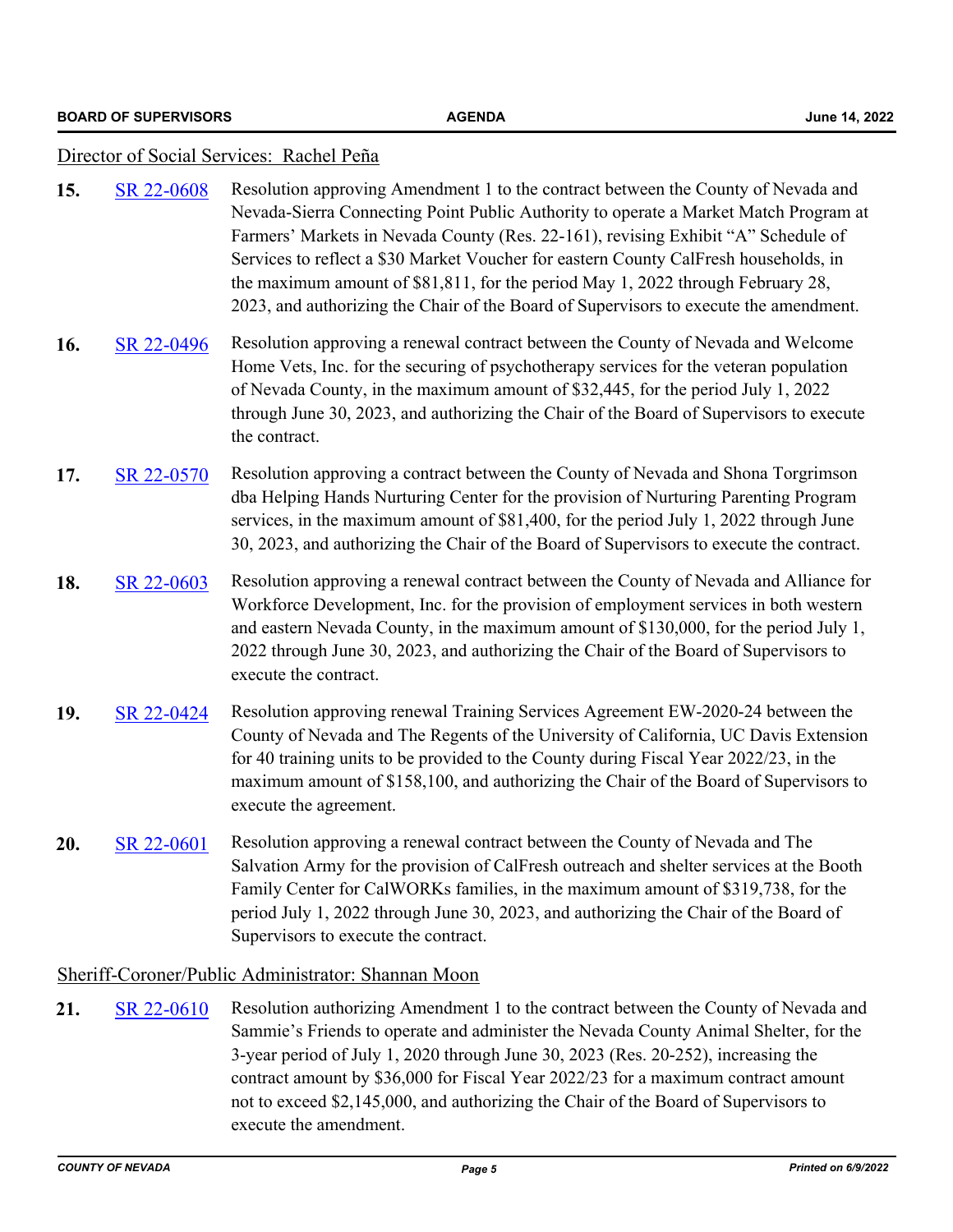Director of Social Services: Rachel Peña

**15.** SR 22-0608 Resolution approving Amendment 1 to the contract between the County of Nevada and Nevada-Sierra Connecting Point Public Authority to operate a Market Match Program at Farmers' Markets in Nevada County (Res. 22-161), revising Exhibit "A" Schedule of Services to reflect a $30 Market Voucher for eastern County CalFresh households, in the maximum amount of $81,811, for the period May 1, 2022 through February 28, 2023, and authorizing the Chair of the Board of Supervisors to execute the amendment.

**16.** SR 22-0496 Resolution approving a renewal contract between the County of Nevada and Welcome Home Vets, Inc. for the securing of psychotherapy services for the veteran population of Nevada County, in the maximum amount of $32,445, for the period July 1, 2022 through June 30, 2023, and authorizing the Chair of the Board of Supervisors to execute the contract.

**17.** SR 22-0570 Resolution approving a contract between the County of Nevada and Shona Torgrimson dba Helping Hands Nurturing Center for the provision of Nurturing Parenting Program services, in the maximum amount of $81,400, for the period July 1, 2022 through June 30, 2023, and authorizing the Chair of the Board of Supervisors to execute the contract.

**18.** SR 22-0603 Resolution approving a renewal contract between the County of Nevada and Alliance for Workforce Development, Inc. for the provision of employment services in both western and eastern Nevada County, in the maximum amount of $130,000, for the period July 1, 2022 through June 30, 2023, and authorizing the Chair of the Board of Supervisors to execute the contract.

**19.** SR 22-0424 Resolution approving renewal Training Services Agreement EW-2020-24 between the County of Nevada and The Regents of the University of California, UC Davis Extension for 40 training units to be provided to the County during Fiscal Year 2022/23, in the maximum amount of $158,100, and authorizing the Chair of the Board of Supervisors to execute the agreement.

**20.** SR 22-0601 Resolution approving a renewal contract between the County of Nevada and The Salvation Army for the provision of CalFresh outreach and shelter services at the Booth Family Center for CalWORKs families, in the maximum amount of $319,738, for the period July 1, 2022 through June 30, 2023, and authorizing the Chair of the Board of Supervisors to execute the contract.

Sheriff-Coroner/Public Administrator: Shannan Moon

**21.** SR 22-0610 Resolution authorizing Amendment 1 to the contract between the County of Nevada and Sammie's Friends to operate and administer the Nevada County Animal Shelter, for the 3-year period of July 1, 2020 through June 30, 2023 (Res. 20-252), increasing the contract amount by $36,000 for Fiscal Year 2022/23 for a maximum contract amount not to exceed $2,145,000, and authorizing the Chair of the Board of Supervisors to execute the amendment.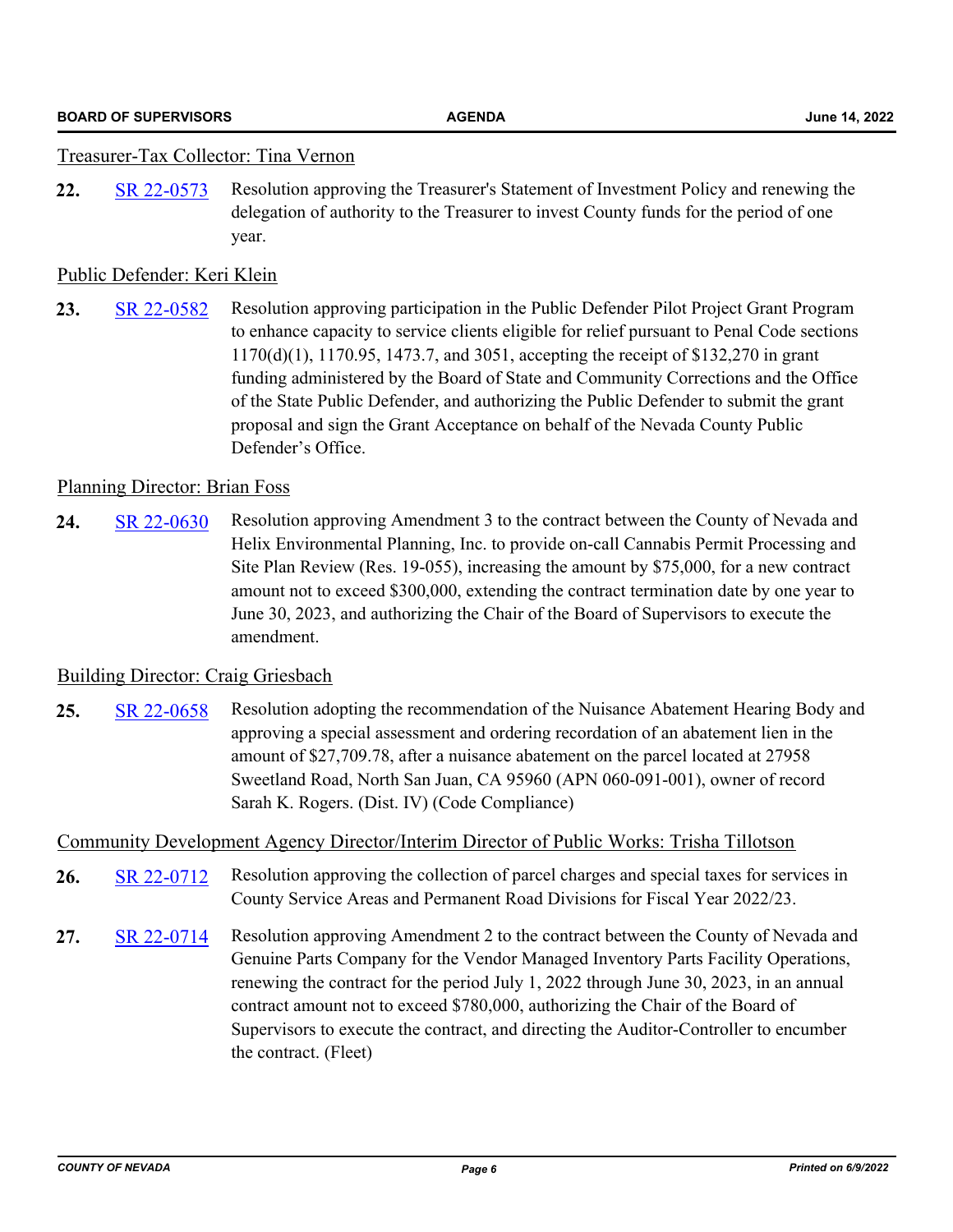Treasurer-Tax Collector: Tina Vernon

**22.** SR 22-0573 Resolution approving the Treasurer's Statement of Investment Policy and renewing the delegation of authority to the Treasurer to invest County funds for the period of one year.

Public Defender: Keri Klein

**23.** SR 22-0582 Resolution approving participation in the Public Defender Pilot Project Grant Program to enhance capacity to service clients eligible for relief pursuant to Penal Code sections 1170(d)(1), 1170.95, 1473.7, and 3051, accepting the receipt of $132,270 in grant funding administered by the Board of State and Community Corrections and the Office of the State Public Defender, and authorizing the Public Defender to submit the grant proposal and sign the Grant Acceptance on behalf of the Nevada County Public Defender's Office.

Planning Director: Brian Foss

**24.** SR 22-0630 Resolution approving Amendment 3 to the contract between the County of Nevada and Helix Environmental Planning, Inc. to provide on-call Cannabis Permit Processing and Site Plan Review (Res. 19-055), increasing the amount by $75,000, for a new contract amount not to exceed $300,000, extending the contract termination date by one year to June 30, 2023, and authorizing the Chair of the Board of Supervisors to execute the amendment.

Building Director: Craig Griesbach

**25.** SR 22-0658 Resolution adopting the recommendation of the Nuisance Abatement Hearing Body and approving a special assessment and ordering recordation of an abatement lien in the amount of $27,709.78, after a nuisance abatement on the parcel located at 27958 Sweetland Road, North San Juan, CA 95960 (APN 060-091-001), owner of record Sarah K. Rogers. (Dist. IV) (Code Compliance)

Community Development Agency Director/Interim Director of Public Works: Trisha Tillotson

**26.** SR 22-0712 Resolution approving the collection of parcel charges and special taxes for services in County Service Areas and Permanent Road Divisions for Fiscal Year 2022/23.

**27.** SR 22-0714 Resolution approving Amendment 2 to the contract between the County of Nevada and Genuine Parts Company for the Vendor Managed Inventory Parts Facility Operations, renewing the contract for the period July 1, 2022 through June 30, 2023, in an annual contract amount not to exceed $780,000, authorizing the Chair of the Board of Supervisors to execute the contract, and directing the Auditor-Controller to encumber the contract. (Fleet)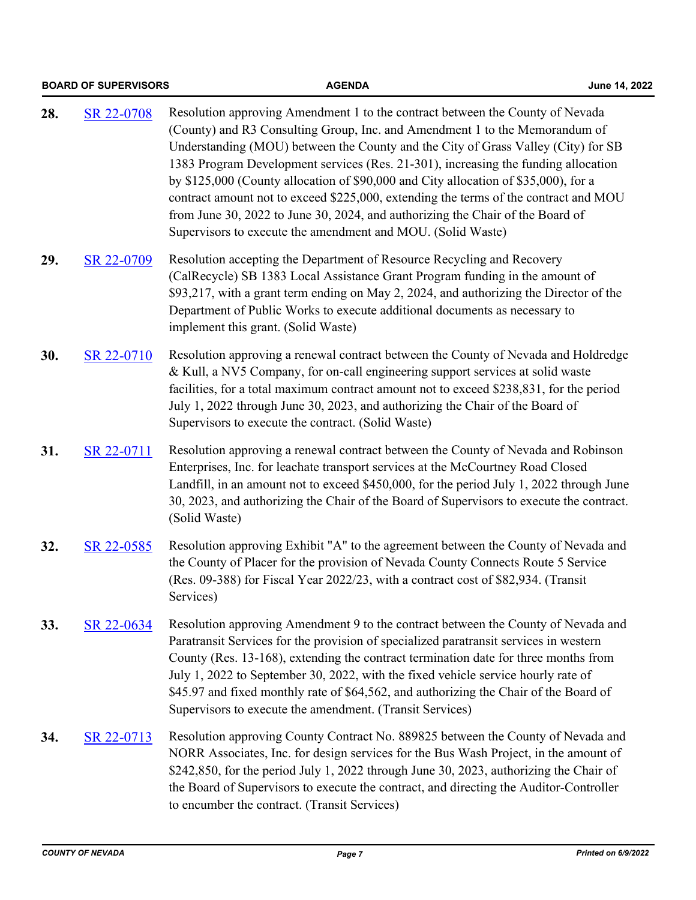28. SR 22-0708 Resolution approving Amendment 1 to the contract between the County of Nevada (County) and R3 Consulting Group, Inc. and Amendment 1 to the Memorandum of Understanding (MOU) between the County and the City of Grass Valley (City) for SB 1383 Program Development services (Res. 21-301), increasing the funding allocation by $125,000 (County allocation of $90,000 and City allocation of $35,000), for a contract amount not to exceed $225,000, extending the terms of the contract and MOU from June 30, 2022 to June 30, 2024, and authorizing the Chair of the Board of Supervisors to execute the amendment and MOU. (Solid Waste)

29. SR 22-0709 Resolution accepting the Department of Resource Recycling and Recovery (CalRecycle) SB 1383 Local Assistance Grant Program funding in the amount of $93,217, with a grant term ending on May 2, 2024, and authorizing the Director of the Department of Public Works to execute additional documents as necessary to implement this grant. (Solid Waste)

30. SR 22-0710 Resolution approving a renewal contract between the County of Nevada and Holdredge & Kull, a NV5 Company, for on-call engineering support services at solid waste facilities, for a total maximum contract amount not to exceed $238,831, for the period July 1, 2022 through June 30, 2023, and authorizing the Chair of the Board of Supervisors to execute the contract. (Solid Waste)

31. SR 22-0711 Resolution approving a renewal contract between the County of Nevada and Robinson Enterprises, Inc. for leachate transport services at the McCourtney Road Closed Landfill, in an amount not to exceed $450,000, for the period July 1, 2022 through June 30, 2023, and authorizing the Chair of the Board of Supervisors to execute the contract. (Solid Waste)

32. SR 22-0585 Resolution approving Exhibit "A" to the agreement between the County of Nevada and the County of Placer for the provision of Nevada County Connects Route 5 Service (Res. 09-388) for Fiscal Year 2022/23, with a contract cost of $82,934. (Transit Services)

33. SR 22-0634 Resolution approving Amendment 9 to the contract between the County of Nevada and Paratransit Services for the provision of specialized paratransit services in western County (Res. 13-168), extending the contract termination date for three months from July 1, 2022 to September 30, 2022, with the fixed vehicle service hourly rate of $45.97 and fixed monthly rate of $64,562, and authorizing the Chair of the Board of Supervisors to execute the amendment. (Transit Services)

34. SR 22-0713 Resolution approving County Contract No. 889825 between the County of Nevada and NORR Associates, Inc. for design services for the Bus Wash Project, in the amount of $242,850, for the period July 1, 2022 through June 30, 2023, authorizing the Chair of the Board of Supervisors to execute the contract, and directing the Auditor-Controller to encumber the contract. (Transit Services)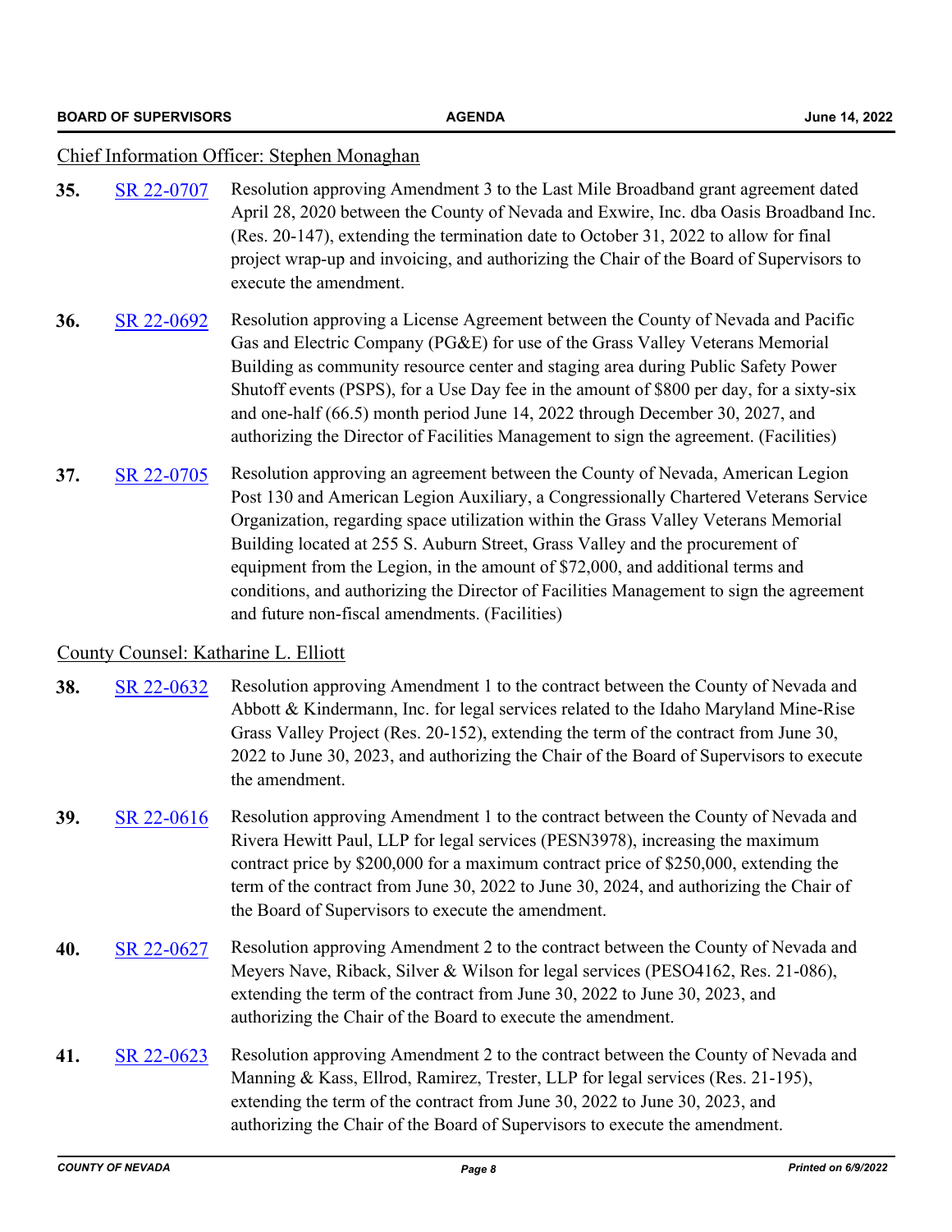Chief Information Officer: Stephen Monaghan

**35.** SR 22-0707 Resolution approving Amendment 3 to the Last Mile Broadband grant agreement dated April 28, 2020 between the County of Nevada and Exwire, Inc. dba Oasis Broadband Inc. (Res. 20-147), extending the termination date to October 31, 2022 to allow for final project wrap-up and invoicing, and authorizing the Chair of the Board of Supervisors to execute the amendment.

**36.** SR 22-0692 Resolution approving a License Agreement between the County of Nevada and Pacific Gas and Electric Company (PG&E) for use of the Grass Valley Veterans Memorial Building as community resource center and staging area during Public Safety Power Shutoff events (PSPS), for a Use Day fee in the amount of $800 per day, for a sixty-six and one-half (66.5) month period June 14, 2022 through December 30, 2027, and authorizing the Director of Facilities Management to sign the agreement. (Facilities)

**37.** SR 22-0705 Resolution approving an agreement between the County of Nevada, American Legion Post 130 and American Legion Auxiliary, a Congressionally Chartered Veterans Service Organization, regarding space utilization within the Grass Valley Veterans Memorial Building located at 255 S. Auburn Street, Grass Valley and the procurement of equipment from the Legion, in the amount of $72,000, and additional terms and conditions, and authorizing the Director of Facilities Management to sign the agreement and future non-fiscal amendments. (Facilities)

County Counsel: Katharine L. Elliott

**38.** SR 22-0632 Resolution approving Amendment 1 to the contract between the County of Nevada and Abbott & Kindermann, Inc. for legal services related to the Idaho Maryland Mine-Rise Grass Valley Project (Res. 20-152), extending the term of the contract from June 30, 2022 to June 30, 2023, and authorizing the Chair of the Board of Supervisors to execute the amendment.

**39.** SR 22-0616 Resolution approving Amendment 1 to the contract between the County of Nevada and Rivera Hewitt Paul, LLP for legal services (PESN3978), increasing the maximum contract price by $200,000 for a maximum contract price of $250,000, extending the term of the contract from June 30, 2022 to June 30, 2024, and authorizing the Chair of the Board of Supervisors to execute the amendment.

**40.** SR 22-0627 Resolution approving Amendment 2 to the contract between the County of Nevada and Meyers Nave, Riback, Silver & Wilson for legal services (PESO4162, Res. 21-086), extending the term of the contract from June 30, 2022 to June 30, 2023, and authorizing the Chair of the Board to execute the amendment.

**41.** SR 22-0623 Resolution approving Amendment 2 to the contract between the County of Nevada and Manning & Kass, Ellrod, Ramirez, Trester, LLP for legal services (Res. 21-195), extending the term of the contract from June 30, 2022 to June 30, 2023, and authorizing the Chair of the Board of Supervisors to execute the amendment.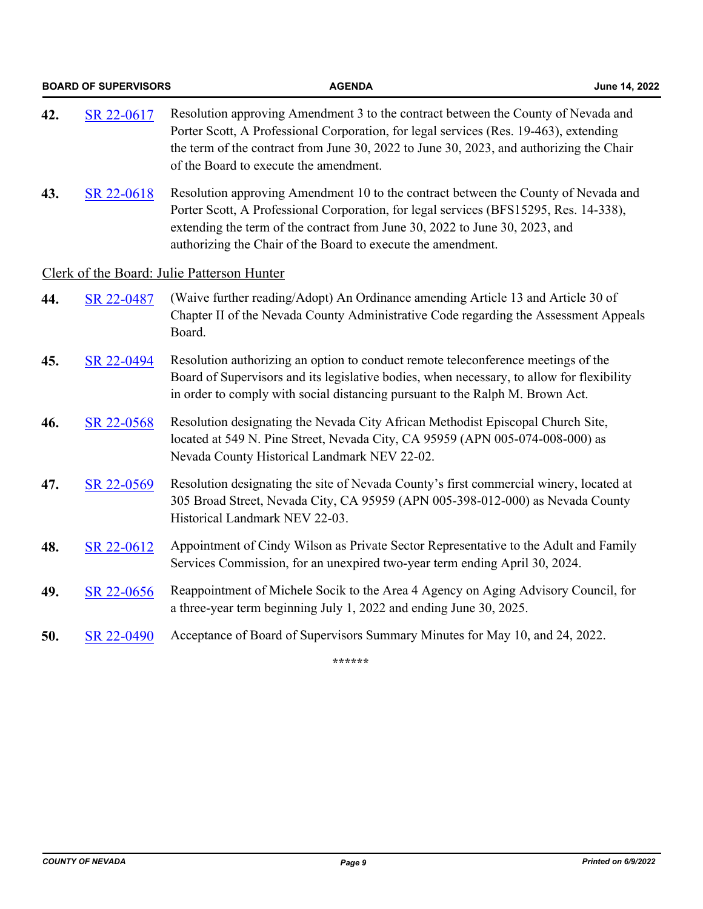**42.** SR 22-0617 Resolution approving Amendment 3 to the contract between the County of Nevada and Porter Scott, A Professional Corporation, for legal services (Res. 19-463), extending the term of the contract from June 30, 2022 to June 30, 2023, and authorizing the Chair of the Board to execute the amendment.

**43.** SR 22-0618 Resolution approving Amendment 10 to the contract between the County of Nevada and Porter Scott, A Professional Corporation, for legal services (BFS15295, Res. 14-338), extending the term of the contract from June 30, 2022 to June 30, 2023, and authorizing the Chair of the Board to execute the amendment.

Clerk of the Board: Julie Patterson Hunter

**44.** SR 22-0487 (Waive further reading/Adopt) An Ordinance amending Article 13 and Article 30 of Chapter II of the Nevada County Administrative Code regarding the Assessment Appeals Board.

**45.** SR 22-0494 Resolution authorizing an option to conduct remote teleconference meetings of the Board of Supervisors and its legislative bodies, when necessary, to allow for flexibility in order to comply with social distancing pursuant to the Ralph M. Brown Act.

**46.** SR 22-0568 Resolution designating the Nevada City African Methodist Episcopal Church Site, located at 549 N. Pine Street, Nevada City, CA 95959 (APN 005-074-008-000) as Nevada County Historical Landmark NEV 22-02.

**47.** SR 22-0569 Resolution designating the site of Nevada County's first commercial winery, located at 305 Broad Street, Nevada City, CA 95959 (APN 005-398-012-000) as Nevada County Historical Landmark NEV 22-03.

**48.** SR 22-0612 Appointment of Cindy Wilson as Private Sector Representative to the Adult and Family Services Commission, for an unexpired two-year term ending April 30, 2024.

**49.** SR 22-0656 Reappointment of Michele Socik to the Area 4 Agency on Aging Advisory Council, for a three-year term beginning July 1, 2022 and ending June 30, 2025.

**50.** SR 22-0490 Acceptance of Board of Supervisors Summary Minutes for May 10, and 24, 2022.

******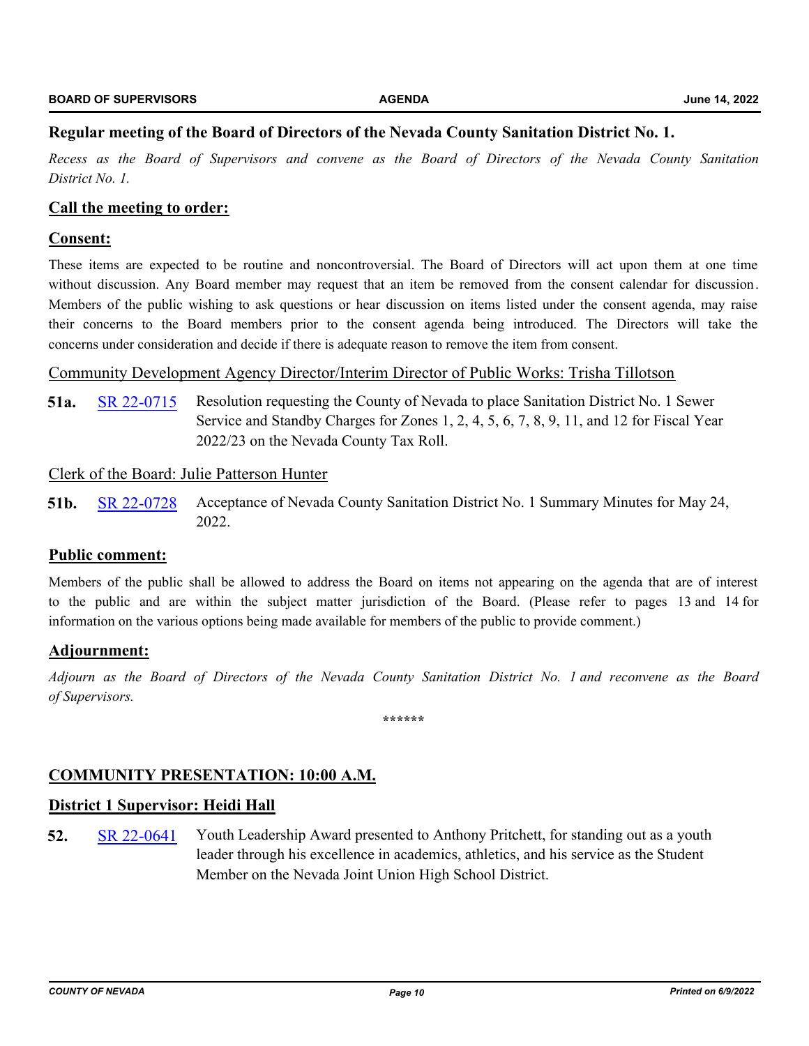### Regular meeting of the Board of Directors of the Nevada County Sanitation District No. 1.

*Recess as the Board of Supervisors and convene as the Board of Directors of the Nevada County Sanitation District No. 1.*

**Call the meeting to order:**

**Consent:**

These items are expected to be routine and noncontroversial. The Board of Directors will act upon them at one time without discussion. Any Board member may request that an item be removed from the consent calendar for discussion. Members of the public wishing to ask questions or hear discussion on items listed under the consent agenda, may raise their concerns to the Board members prior to the consent agenda being introduced. The Directors will take the concerns under consideration and decide if there is adequate reason to remove the item from consent.

Community Development Agency Director/Interim Director of Public Works: Trisha Tillotson

**51a.** SR 22-0715 Resolution requesting the County of Nevada to place Sanitation District No. 1 Sewer Service and Standby Charges for Zones 1, 2, 4, 5, 6, 7, 8, 9, 11, and 12 for Fiscal Year 2022/23 on the Nevada County Tax Roll.

Clerk of the Board: Julie Patterson Hunter

**51b.** SR 22-0728 Acceptance of Nevada County Sanitation District No. 1 Summary Minutes for May 24, 2022.

**Public comment:**

Members of the public shall be allowed to address the Board on items not appearing on the agenda that are of interest to the public and are within the subject matter jurisdiction of the Board. (Please refer to pages 13 and 14 for information on the various options being made available for members of the public to provide comment.)

**Adjournment:**

*Adjourn as the Board of Directors of the Nevada County Sanitation District No. 1 and reconvene as the Board of Supervisors.*

******

**COMMUNITY PRESENTATION: 10:00 A.M.**

**District 1 Supervisor: Heidi Hall**

**52.** SR 22-0641 Youth Leadership Award presented to Anthony Pritchett, for standing out as a youth leader through his excellence in academics, athletics, and his service as the Student Member on the Nevada Joint Union High School District.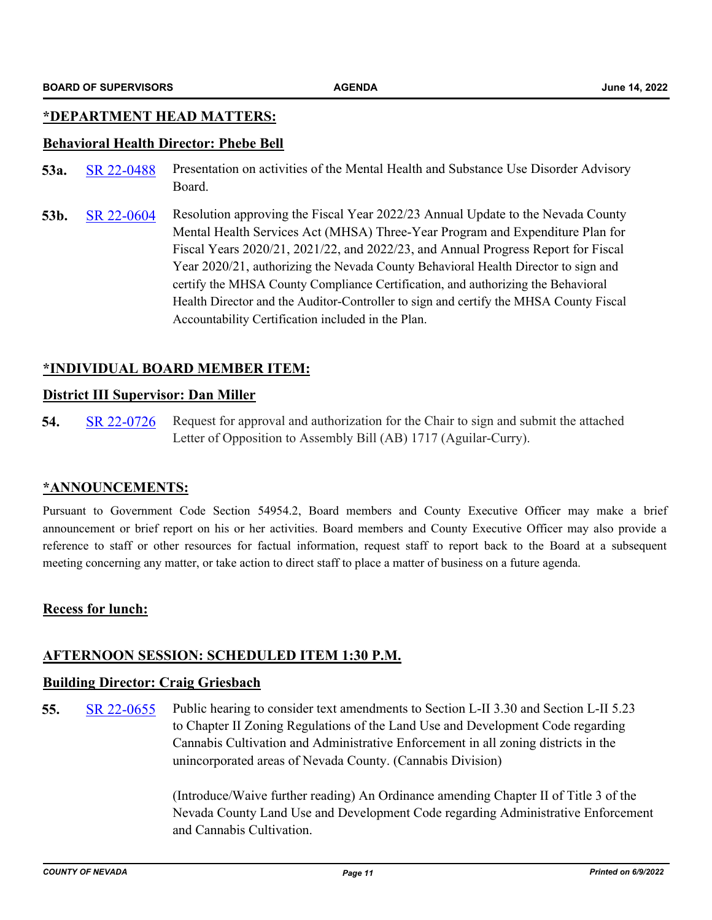## *DEPARTMENT HEAD MATTERS:

### Behavioral Health Director: Phebe Bell

**53a.** SR 22-0488 Presentation on activities of the Mental Health and Substance Use Disorder Advisory Board.

**53b.** SR 22-0604 Resolution approving the Fiscal Year 2022/23 Annual Update to the Nevada County Mental Health Services Act (MHSA) Three-Year Program and Expenditure Plan for Fiscal Years 2020/21, 2021/22, and 2022/23, and Annual Progress Report for Fiscal Year 2020/21, authorizing the Nevada County Behavioral Health Director to sign and certify the MHSA County Compliance Certification, and authorizing the Behavioral Health Director and the Auditor-Controller to sign and certify the MHSA County Fiscal Accountability Certification included in the Plan.

## *INDIVIDUAL BOARD MEMBER ITEM:

### District III Supervisor: Dan Miller

**54.** SR 22-0726 Request for approval and authorization for the Chair to sign and submit the attached Letter of Opposition to Assembly Bill (AB) 1717 (Aguilar-Curry).

## *ANNOUNCEMENTS:

Pursuant to Government Code Section 54954.2, Board members and County Executive Officer may make a brief announcement or brief report on his or her activities. Board members and County Executive Officer may also provide a reference to staff or other resources for factual information, request staff to report back to the Board at a subsequent meeting concerning any matter, or take action to direct staff to place a matter of business on a future agenda.

## Recess for lunch:

## AFTERNOON SESSION: SCHEDULED ITEM 1:30 P.M.

### Building Director: Craig Griesbach

**55.** SR 22-0655 Public hearing to consider text amendments to Section L-II 3.30 and Section L-II 5.23 to Chapter II Zoning Regulations of the Land Use and Development Code regarding Cannabis Cultivation and Administrative Enforcement in all zoning districts in the unincorporated areas of Nevada County. (Cannabis Division)

(Introduce/Waive further reading) An Ordinance amending Chapter II of Title 3 of the Nevada County Land Use and Development Code regarding Administrative Enforcement and Cannabis Cultivation.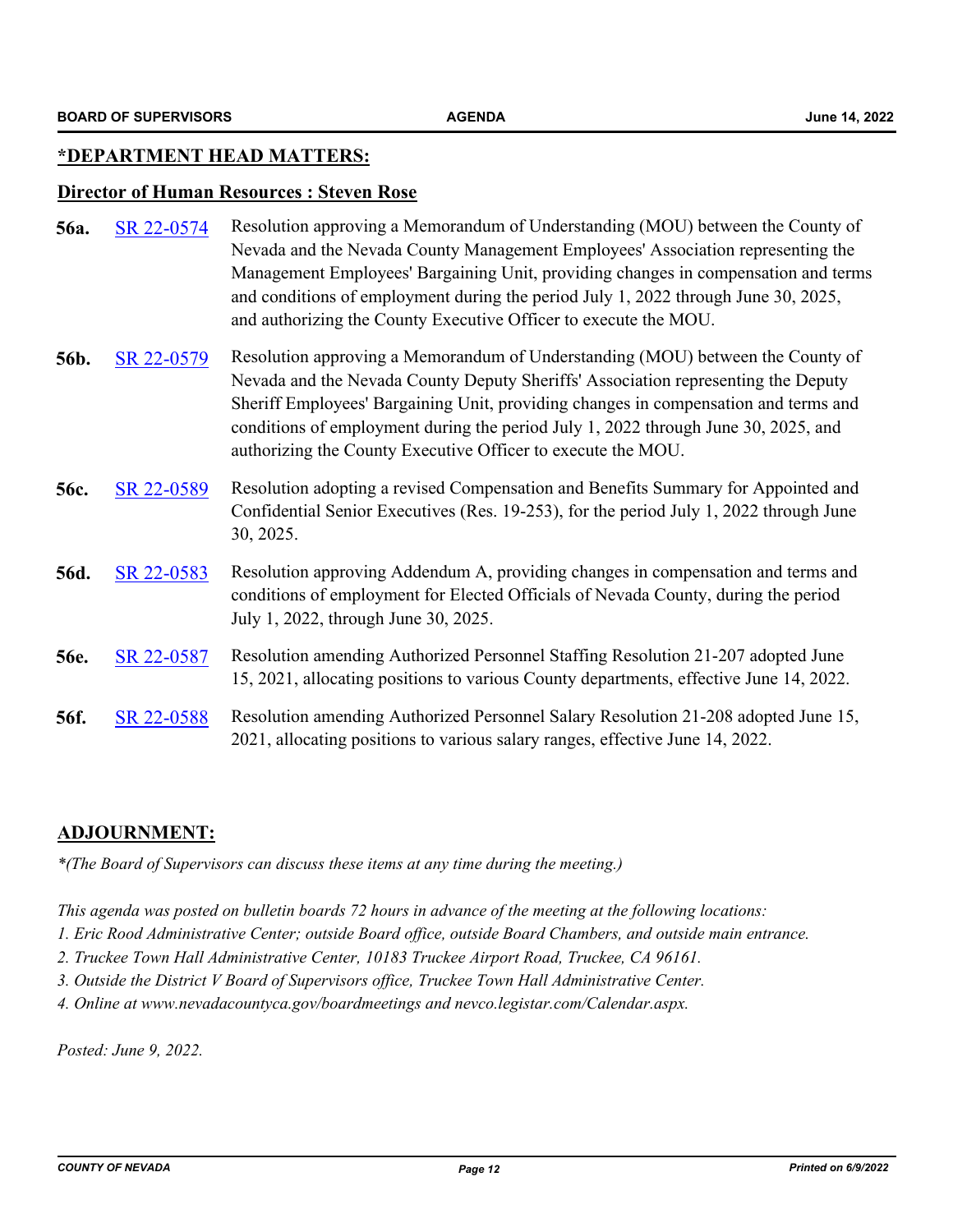## *DEPARTMENT HEAD MATTERS:

### Director of Human Resources : Steven Rose

**56a.** SR 22-0574 Resolution approving a Memorandum of Understanding (MOU) between the County of Nevada and the Nevada County Management Employees' Association representing the Management Employees' Bargaining Unit, providing changes in compensation and terms and conditions of employment during the period July 1, 2022 through June 30, 2025, and authorizing the County Executive Officer to execute the MOU.

**56b.** SR 22-0579 Resolution approving a Memorandum of Understanding (MOU) between the County of Nevada and the Nevada County Deputy Sheriffs' Association representing the Deputy Sheriff Employees' Bargaining Unit, providing changes in compensation and terms and conditions of employment during the period July 1, 2022 through June 30, 2025, and authorizing the County Executive Officer to execute the MOU.

**56c.** SR 22-0589 Resolution adopting a revised Compensation and Benefits Summary for Appointed and Confidential Senior Executives (Res. 19-253), for the period July 1, 2022 through June 30, 2025.

**56d.** SR 22-0583 Resolution approving Addendum A, providing changes in compensation and terms and conditions of employment for Elected Officials of Nevada County, during the period July 1, 2022, through June 30, 2025.

**56e.** SR 22-0587 Resolution amending Authorized Personnel Staffing Resolution 21-207 adopted June 15, 2021, allocating positions to various County departments, effective June 14, 2022.

**56f.** SR 22-0588 Resolution amending Authorized Personnel Salary Resolution 21-208 adopted June 15, 2021, allocating positions to various salary ranges, effective June 14, 2022.

## ADJOURNMENT:

*\*(The Board of Supervisors can discuss these items at any time during the meeting.)*

*This agenda was posted on bulletin boards 72 hours in advance of the meeting at the following locations:*
*1. Eric Rood Administrative Center; outside Board office, outside Board Chambers, and outside main entrance.*
*2. Truckee Town Hall Administrative Center, 10183 Truckee Airport Road, Truckee, CA 96161.*
*3. Outside the District V Board of Supervisors office, Truckee Town Hall Administrative Center.*
*4. Online at www.nevadacountyca.gov/boardmeetings and nevco.legistar.com/Calendar.aspx.*

*Posted: June 9, 2022.*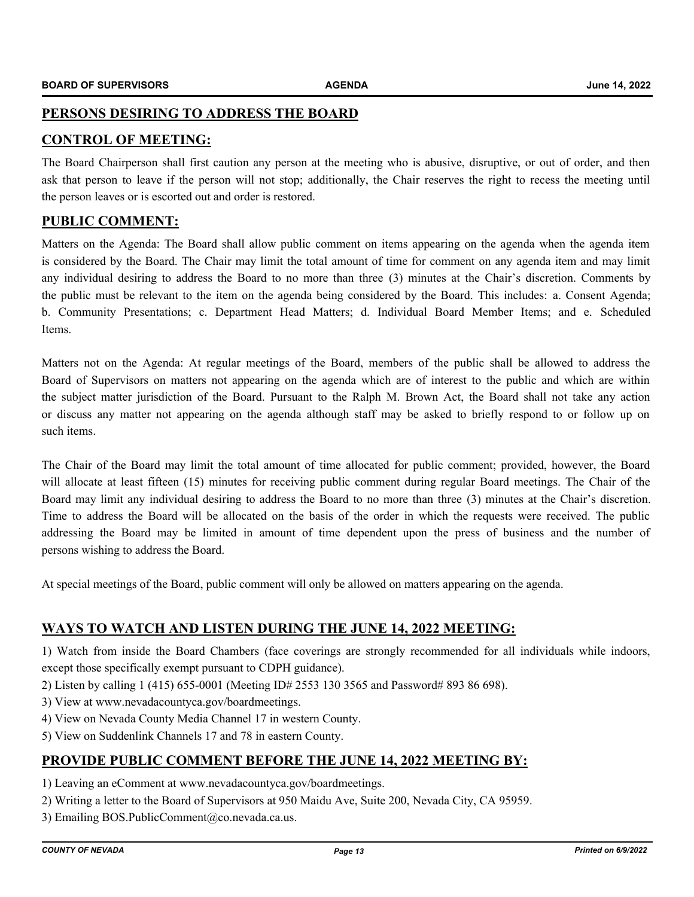## PERSONS DESIRING TO ADDRESS THE BOARD

## CONTROL OF MEETING:

The Board Chairperson shall first caution any person at the meeting who is abusive, disruptive, or out of order, and then ask that person to leave if the person will not stop; additionally, the Chair reserves the right to recess the meeting until the person leaves or is escorted out and order is restored.

## PUBLIC COMMENT:

Matters on the Agenda: The Board shall allow public comment on items appearing on the agenda when the agenda item is considered by the Board. The Chair may limit the total amount of time for comment on any agenda item and may limit any individual desiring to address the Board to no more than three (3) minutes at the Chair's discretion. Comments by the public must be relevant to the item on the agenda being considered by the Board. This includes: a. Consent Agenda; b. Community Presentations; c. Department Head Matters; d. Individual Board Member Items; and e. Scheduled Items.

Matters not on the Agenda: At regular meetings of the Board, members of the public shall be allowed to address the Board of Supervisors on matters not appearing on the agenda which are of interest to the public and which are within the subject matter jurisdiction of the Board. Pursuant to the Ralph M. Brown Act, the Board shall not take any action or discuss any matter not appearing on the agenda although staff may be asked to briefly respond to or follow up on such items.

The Chair of the Board may limit the total amount of time allocated for public comment; provided, however, the Board will allocate at least fifteen (15) minutes for receiving public comment during regular Board meetings. The Chair of the Board may limit any individual desiring to address the Board to no more than three (3) minutes at the Chair's discretion. Time to address the Board will be allocated on the basis of the order in which the requests were received. The public addressing the Board may be limited in amount of time dependent upon the press of business and the number of persons wishing to address the Board.

At special meetings of the Board, public comment will only be allowed on matters appearing on the agenda.

## WAYS TO WATCH AND LISTEN DURING THE JUNE 14, 2022 MEETING:

1) Watch from inside the Board Chambers (face coverings are strongly recommended for all individuals while indoors, except those specifically exempt pursuant to CDPH guidance).
2) Listen by calling 1 (415) 655-0001 (Meeting ID# 2553 130 3565 and Password# 893 86 698).
3) View at www.nevadacountyca.gov/boardmeetings.
4) View on Nevada County Media Channel 17 in western County.
5) View on Suddenlink Channels 17 and 78 in eastern County.

## PROVIDE PUBLIC COMMENT BEFORE THE JUNE 14, 2022 MEETING BY:

1) Leaving an eComment at www.nevadacountyca.gov/boardmeetings.
2) Writing a letter to the Board of Supervisors at 950 Maidu Ave, Suite 200, Nevada City, CA 95959.
3) Emailing BOS.PublicComment@co.nevada.ca.us.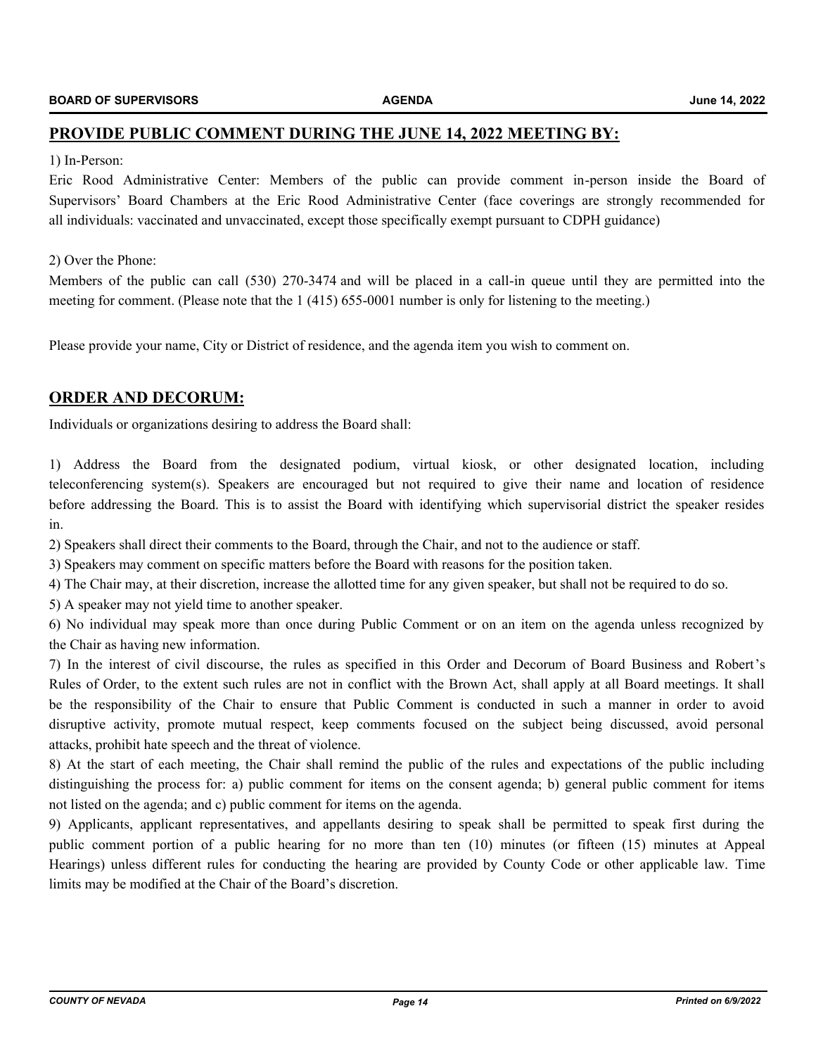## PROVIDE PUBLIC COMMENT DURING THE JUNE 14, 2022 MEETING BY:

1) In-Person:

Eric Rood Administrative Center: Members of the public can provide comment in-person inside the Board of Supervisors' Board Chambers at the Eric Rood Administrative Center (face coverings are strongly recommended for all individuals: vaccinated and unvaccinated, except those specifically exempt pursuant to CDPH guidance)

2) Over the Phone:

Members of the public can call (530) 270-3474 and will be placed in a call-in queue until they are permitted into the meeting for comment. (Please note that the 1 (415) 655-0001 number is only for listening to the meeting.)

Please provide your name, City or District of residence, and the agenda item you wish to comment on.

## ORDER AND DECORUM:

Individuals or organizations desiring to address the Board shall:

1) Address the Board from the designated podium, virtual kiosk, or other designated location, including teleconferencing system(s). Speakers are encouraged but not required to give their name and location of residence before addressing the Board. This is to assist the Board with identifying which supervisorial district the speaker resides in.

2) Speakers shall direct their comments to the Board, through the Chair, and not to the audience or staff.

3) Speakers may comment on specific matters before the Board with reasons for the position taken.

4) The Chair may, at their discretion, increase the allotted time for any given speaker, but shall not be required to do so.

5) A speaker may not yield time to another speaker.

6) No individual may speak more than once during Public Comment or on an item on the agenda unless recognized by the Chair as having new information.

7) In the interest of civil discourse, the rules as specified in this Order and Decorum of Board Business and Robert's Rules of Order, to the extent such rules are not in conflict with the Brown Act, shall apply at all Board meetings. It shall be the responsibility of the Chair to ensure that Public Comment is conducted in such a manner in order to avoid disruptive activity, promote mutual respect, keep comments focused on the subject being discussed, avoid personal attacks, prohibit hate speech and the threat of violence.

8) At the start of each meeting, the Chair shall remind the public of the rules and expectations of the public including distinguishing the process for: a) public comment for items on the consent agenda; b) general public comment for items not listed on the agenda; and c) public comment for items on the agenda.

9) Applicants, applicant representatives, and appellants desiring to speak shall be permitted to speak first during the public comment portion of a public hearing for no more than ten (10) minutes (or fifteen (15) minutes at Appeal Hearings) unless different rules for conducting the hearing are provided by County Code or other applicable law. Time limits may be modified at the Chair of the Board's discretion.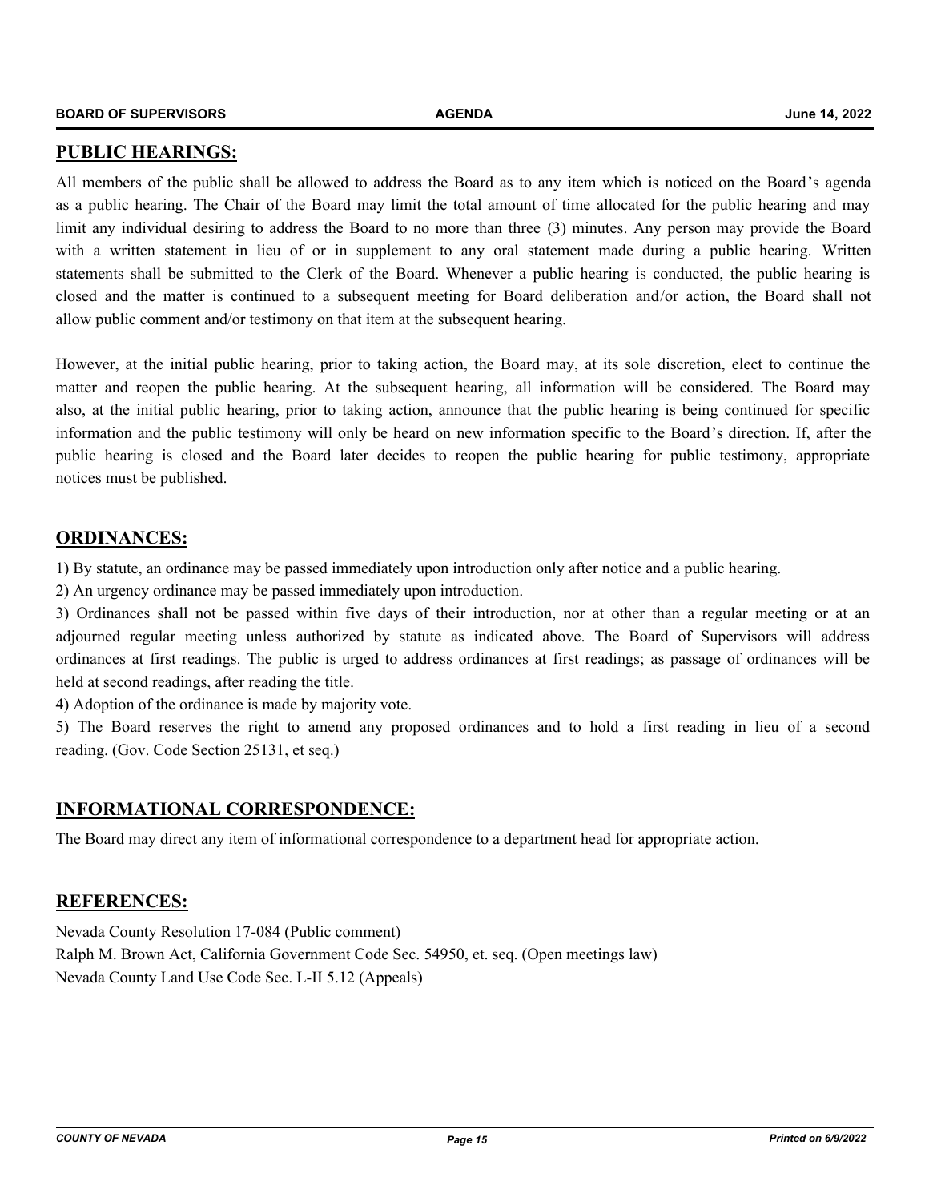## PUBLIC HEARINGS:

All members of the public shall be allowed to address the Board as to any item which is noticed on the Board's agenda as a public hearing. The Chair of the Board may limit the total amount of time allocated for the public hearing and may limit any individual desiring to address the Board to no more than three (3) minutes. Any person may provide the Board with a written statement in lieu of or in supplement to any oral statement made during a public hearing. Written statements shall be submitted to the Clerk of the Board. Whenever a public hearing is conducted, the public hearing is closed and the matter is continued to a subsequent meeting for Board deliberation and/or action, the Board shall not allow public comment and/or testimony on that item at the subsequent hearing.

However, at the initial public hearing, prior to taking action, the Board may, at its sole discretion, elect to continue the matter and reopen the public hearing. At the subsequent hearing, all information will be considered. The Board may also, at the initial public hearing, prior to taking action, announce that the public hearing is being continued for specific information and the public testimony will only be heard on new information specific to the Board's direction. If, after the public hearing is closed and the Board later decides to reopen the public hearing for public testimony, appropriate notices must be published.

## ORDINANCES:

1) By statute, an ordinance may be passed immediately upon introduction only after notice and a public hearing.
2) An urgency ordinance may be passed immediately upon introduction.
3) Ordinances shall not be passed within five days of their introduction, nor at other than a regular meeting or at an adjourned regular meeting unless authorized by statute as indicated above. The Board of Supervisors will address ordinances at first readings. The public is urged to address ordinances at first readings; as passage of ordinances will be held at second readings, after reading the title.
4) Adoption of the ordinance is made by majority vote.
5) The Board reserves the right to amend any proposed ordinances and to hold a first reading in lieu of a second reading. (Gov. Code Section 25131, et seq.)

## INFORMATIONAL CORRESPONDENCE:

The Board may direct any item of informational correspondence to a department head for appropriate action.

## REFERENCES:

Nevada County Resolution 17-084 (Public comment)
Ralph M. Brown Act, California Government Code Sec. 54950, et. seq. (Open meetings law)
Nevada County Land Use Code Sec. L-II 5.12 (Appeals)